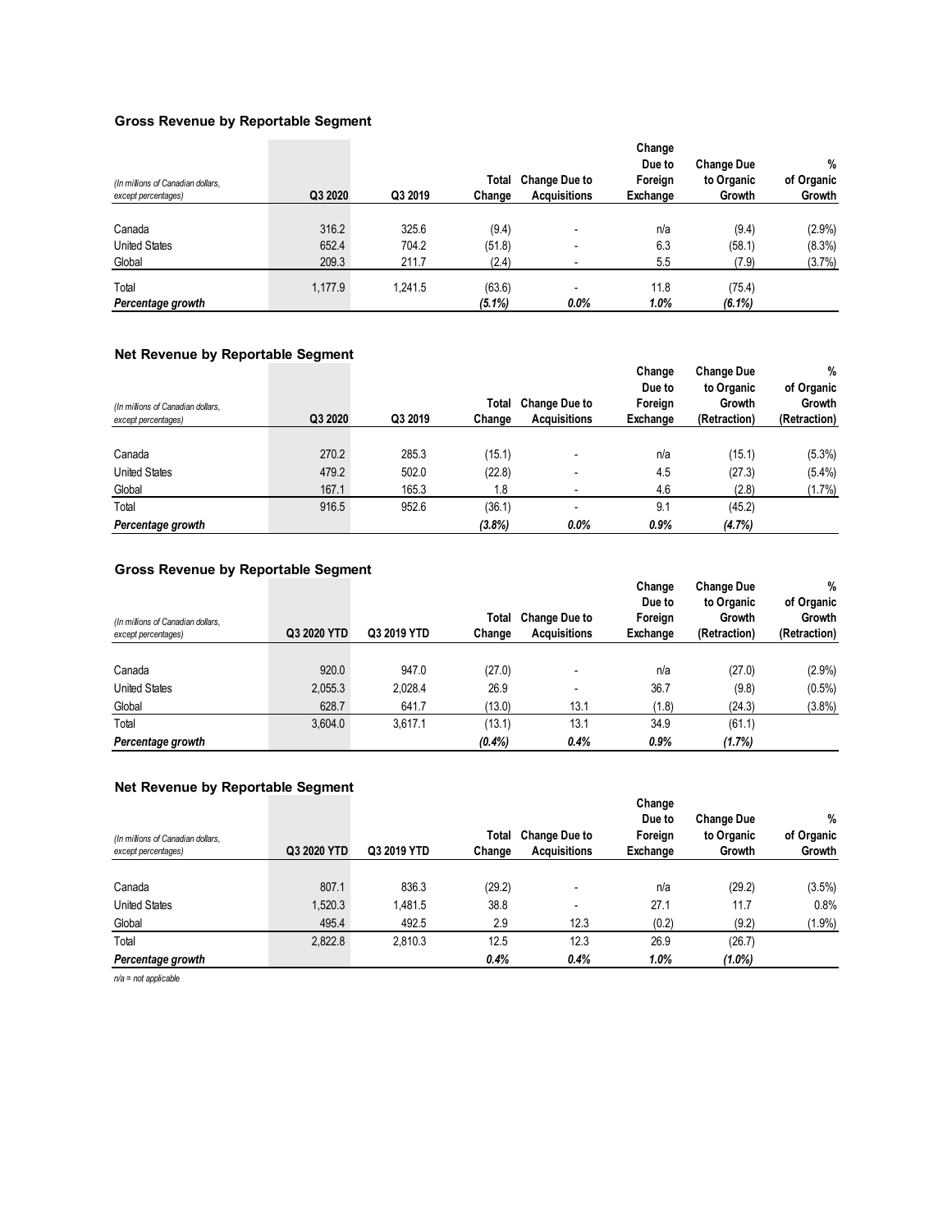### Gross Revenue by Reportable Segment

| (In millions of Canadian dollars, except percentages) | Q3 2020 | Q3 2019 | Total Change | Change Due to Acquisitions | Change Due to Foreign Exchange | Change Due to Organic Growth | % of Organic Growth |
|---|---|---|---|---|---|---|---|
| Canada | 316.2 | 325.6 | (9.4) | - | n/a | (9.4) | (2.9%) |
| United States | 652.4 | 704.2 | (51.8) | - | 6.3 | (58.1) | (8.3%) |
| Global | 209.3 | 211.7 | (2.4) | - | 5.5 | (7.9) | (3.7%) |
| Total | 1,177.9 | 1,241.5 | (63.6) | - | 11.8 | (75.4) | |
| ***Percentage growth*** | | | ***(5.1%)*** | ***0.0%*** | ***1.0%*** | ***(6.1%)*** | |

### Net Revenue by Reportable Segment

| (In millions of Canadian dollars, except percentages) | Q3 2020 | Q3 2019 | Total Change | Change Due to Acquisitions | Change Due to Foreign Exchange | Change Due to Organic Growth (Retraction) | % of Organic Growth (Retraction) |
|---|---|---|---|---|---|---|---|
| Canada | 270.2 | 285.3 | (15.1) | - | n/a | (15.1) | (5.3%) |
| United States | 479.2 | 502.0 | (22.8) | - | 4.5 | (27.3) | (5.4%) |
| Global | 167.1 | 165.3 | 1.8 | - | 4.6 | (2.8) | (1.7%) |
| Total | 916.5 | 952.6 | (36.1) | - | 9.1 | (45.2) | |
| ***Percentage growth*** | | | ***(3.8%)*** | ***0.0%*** | ***0.9%*** | ***(4.7%)*** | |

### Gross Revenue by Reportable Segment

| (In millions of Canadian dollars, except percentages) | Q3 2020 YTD | Q3 2019 YTD | Total Change | Change Due to Acquisitions | Change Due to Foreign Exchange | Change Due to Organic Growth (Retraction) | % of Organic Growth (Retraction) |
|---|---|---|---|---|---|---|---|
| Canada | 920.0 | 947.0 | (27.0) | - | n/a | (27.0) | (2.9%) |
| United States | 2,055.3 | 2,028.4 | 26.9 | - | 36.7 | (9.8) | (0.5%) |
| Global | 628.7 | 641.7 | (13.0) | 13.1 | (1.8) | (24.3) | (3.8%) |
| Total | 3,604.0 | 3,617.1 | (13.1) | 13.1 | 34.9 | (61.1) | |
| ***Percentage growth*** | | | ***(0.4%)*** | ***0.4%*** | ***0.9%*** | ***(1.7%)*** | |

### Net Revenue by Reportable Segment

| (In millions of Canadian dollars, except percentages) | Q3 2020 YTD | Q3 2019 YTD | Total Change | Change Due to Acquisitions | Change Due to Foreign Exchange | Change Due to Organic Growth | % of Organic Growth |
|---|---|---|---|---|---|---|---|
| Canada | 807.1 | 836.3 | (29.2) | - | n/a | (29.2) | (3.5%) |
| United States | 1,520.3 | 1,481.5 | 38.8 | - | 27.1 | 11.7 | 0.8% |
| Global | 495.4 | 492.5 | 2.9 | 12.3 | (0.2) | (9.2) | (1.9%) |
| Total | 2,822.8 | 2,810.3 | 12.5 | 12.3 | 26.9 | (26.7) | |
| ***Percentage growth*** | | | ***0.4%*** | ***0.4%*** | ***1.0%*** | ***(1.0%)*** | |

*n/a = not applicable*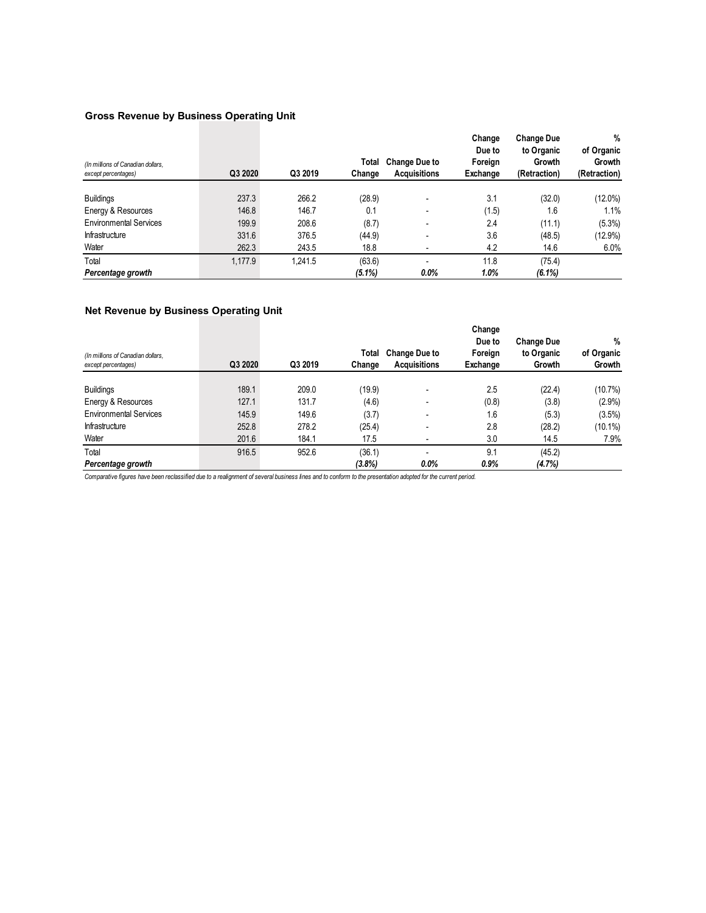### Gross Revenue by Business Operating Unit

| *(In millions of Canadian dollars, except percentages)* | Q3 2020 | Q3 2019 | Total Change | Change Due to Acquisitions | Change Due to Foreign Exchange | Change Due to Organic Growth (Retraction) | % of Organic Growth (Retraction) |
|---|---|---|---|---|---|---|---|
| Buildings | 237.3 | 266.2 | (28.9) | - | 3.1 | (32.0) | (12.0%) |
| Energy & Resources | 146.8 | 146.7 | 0.1 | - | (1.5) | 1.6 | 1.1% |
| Environmental Services | 199.9 | 208.6 | (8.7) | - | 2.4 | (11.1) | (5.3%) |
| Infrastructure | 331.6 | 376.5 | (44.9) | - | 3.6 | (48.5) | (12.9%) |
| Water | 262.3 | 243.5 | 18.8 | - | 4.2 | 14.6 | 6.0% |
| Total | 1,177.9 | 1,241.5 | (63.6) | - | 11.8 | (75.4) | |
| ***Percentage growth*** | | | ***(5.1%)*** | ***0.0%*** | ***1.0%*** | ***(6.1%)*** | |

### Net Revenue by Business Operating Unit

| *(In millions of Canadian dollars, except percentages)* | Q3 2020 | Q3 2019 | Total Change | Change Due to Acquisitions | Change Due to Foreign Exchange | Change Due to Organic Growth | % of Organic Growth |
|---|---|---|---|---|---|---|---|
| Buildings | 189.1 | 209.0 | (19.9) | - | 2.5 | (22.4) | (10.7%) |
| Energy & Resources | 127.1 | 131.7 | (4.6) | - | (0.8) | (3.8) | (2.9%) |
| Environmental Services | 145.9 | 149.6 | (3.7) | - | 1.6 | (5.3) | (3.5%) |
| Infrastructure | 252.8 | 278.2 | (25.4) | - | 2.8 | (28.2) | (10.1%) |
| Water | 201.6 | 184.1 | 17.5 | - | 3.0 | 14.5 | 7.9% |
| Total | 916.5 | 952.6 | (36.1) | - | 9.1 | (45.2) | |
| ***Percentage growth*** | | | ***(3.8%)*** | ***0.0%*** | ***0.9%*** | ***(4.7%)*** | |

*Comparative figures have been reclassified due to a realignment of several business lines and to conform to the presentation adopted for the current period.*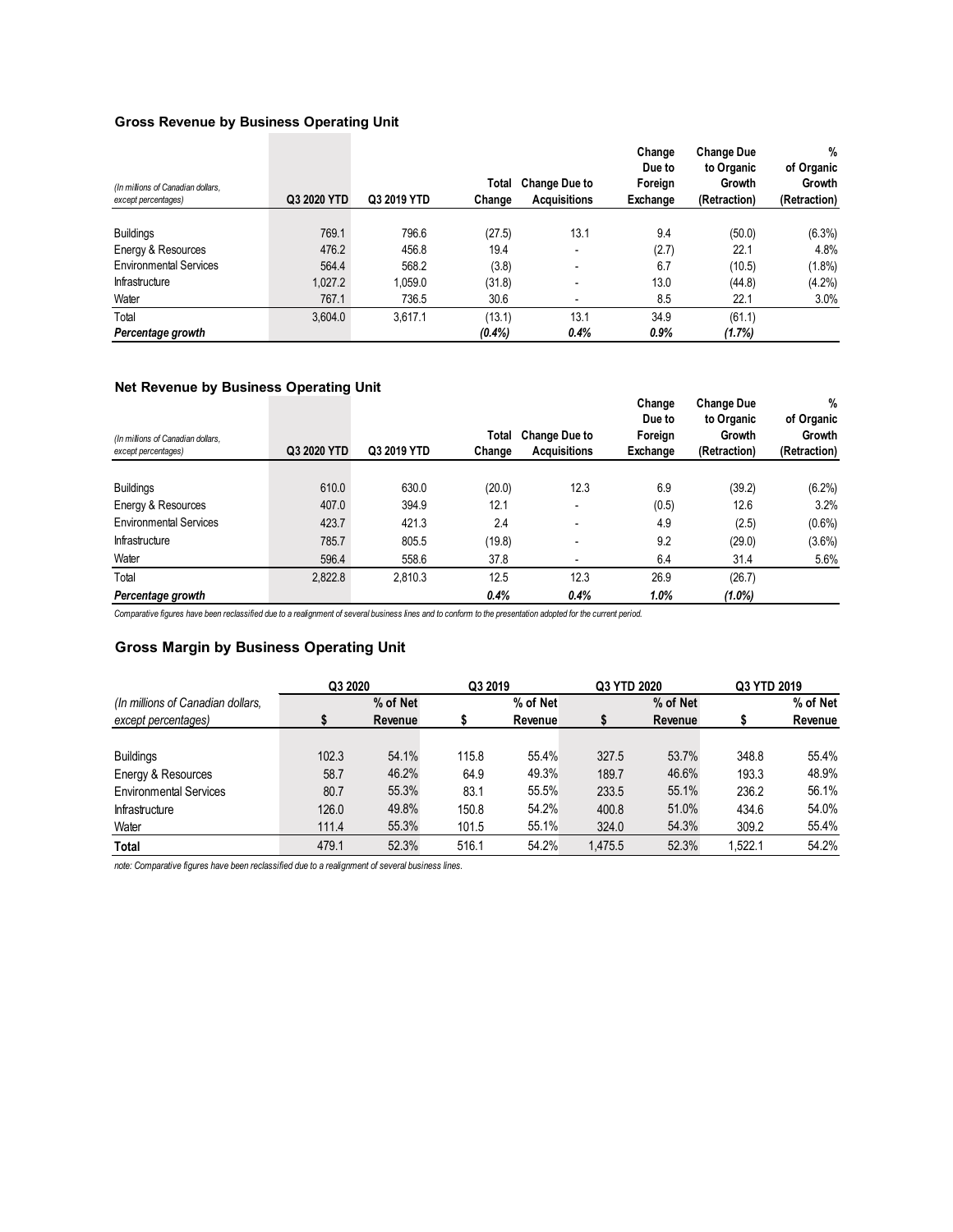### Gross Revenue by Business Operating Unit

| *(In millions of Canadian dollars, except percentages)* | Q3 2020 YTD | Q3 2019 YTD | Total Change | Change Due to Acquisitions | Change Due to Foreign Exchange | Change Due to Organic Growth (Retraction) | % of Organic Growth (Retraction) |
|---|---|---|---|---|---|---|---|
| Buildings | 769.1 | 796.6 | (27.5) | 13.1 | 9.4 | (50.0) | (6.3%) |
| Energy & Resources | 476.2 | 456.8 | 19.4 | - | (2.7) | 22.1 | 4.8% |
| Environmental Services | 564.4 | 568.2 | (3.8) | - | 6.7 | (10.5) | (1.8%) |
| Infrastructure | 1,027.2 | 1,059.0 | (31.8) | - | 13.0 | (44.8) | (4.2%) |
| Water | 767.1 | 736.5 | 30.6 | - | 8.5 | 22.1 | 3.0% |
| Total | 3,604.0 | 3,617.1 | (13.1) | 13.1 | 34.9 | (61.1) | |
| ***Percentage growth*** | | | ***(0.4%)*** | ***0.4%*** | ***0.9%*** | ***(1.7%)*** | |

### Net Revenue by Business Operating Unit

| *(In millions of Canadian dollars, except percentages)* | Q3 2020 YTD | Q3 2019 YTD | Total Change | Change Due to Acquisitions | Change Due to Foreign Exchange | Change Due to Organic Growth (Retraction) | % of Organic Growth (Retraction) |
|---|---|---|---|---|---|---|---|
| Buildings | 610.0 | 630.0 | (20.0) | 12.3 | 6.9 | (39.2) | (6.2%) |
| Energy & Resources | 407.0 | 394.9 | 12.1 | - | (0.5) | 12.6 | 3.2% |
| Environmental Services | 423.7 | 421.3 | 2.4 | - | 4.9 | (2.5) | (0.6%) |
| Infrastructure | 785.7 | 805.5 | (19.8) | - | 9.2 | (29.0) | (3.6%) |
| Water | 596.4 | 558.6 | 37.8 | - | 6.4 | 31.4 | 5.6% |
| Total | 2,822.8 | 2,810.3 | 12.5 | 12.3 | 26.9 | (26.7) | |
| ***Percentage growth*** | | | ***0.4%*** | ***0.4%*** | ***1.0%*** | ***(1.0%)*** | |

*Comparative figures have been reclassified due to a realignment of several business lines and to conform to the presentation adopted for the current period.*

### Gross Margin by Business Operating Unit

| *(In millions of Canadian dollars, except percentages)* | Q3 2020 | | Q3 2019 | | Q3 YTD 2020 | | Q3 YTD 2019 | |
|---|---|---|---|---|---|---|---|---|
| | $ | % of Net Revenue | $ | % of Net Revenue | $ | % of Net Revenue | $ | % of Net Revenue |
| Buildings | 102.3 | 54.1% | 115.8 | 55.4% | 327.5 | 53.7% | 348.8 | 55.4% |
| Energy & Resources | 58.7 | 46.2% | 64.9 | 49.3% | 189.7 | 46.6% | 193.3 | 48.9% |
| Environmental Services | 80.7 | 55.3% | 83.1 | 55.5% | 233.5 | 55.1% | 236.2 | 56.1% |
| Infrastructure | 126.0 | 49.8% | 150.8 | 54.2% | 400.8 | 51.0% | 434.6 | 54.0% |
| Water | 111.4 | 55.3% | 101.5 | 55.1% | 324.0 | 54.3% | 309.2 | 55.4% |
| **Total** | 479.1 | 52.3% | 516.1 | 54.2% | 1,475.5 | 52.3% | 1,522.1 | 54.2% |

*note: Comparative figures have been reclassified due to a realignment of several business lines.*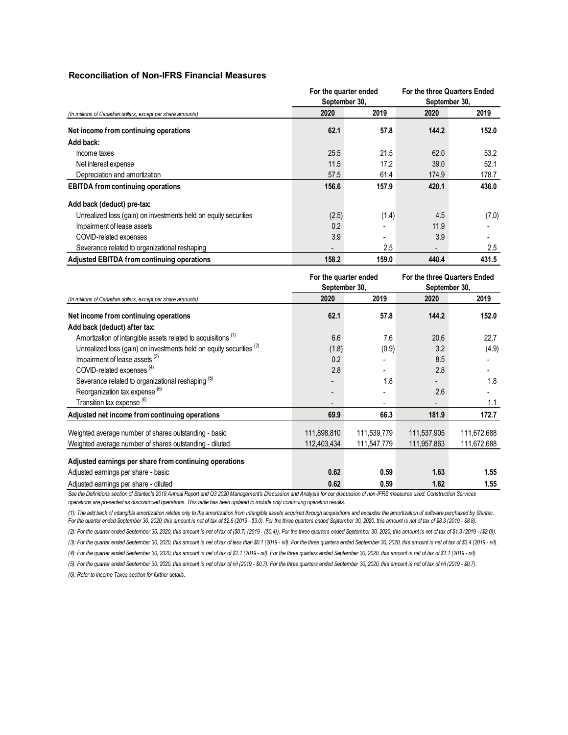## Reconciliation of Non-IFRS Financial Measures

| (In millions of Canadian dollars, except per share amounts) | For the quarter ended September 30, | | For the three Quarters Ended September 30, | |
|---|---|---|---|---|
| | **2020** | **2019** | **2020** | **2019** |
| **Net income from continuing operations** | **62.1** | **57.8** | **144.2** | **152.0** |
| **Add back:** | | | | |
| Income taxes | 25.5 | 21.5 | 62.0 | 53.2 |
| Net interest expense | 11.5 | 17.2 | 39.0 | 52.1 |
| Depreciation and amortization | 57.5 | 61.4 | 174.9 | 178.7 |
| **EBITDA from continuing operations** | **156.6** | **157.9** | **420.1** | **436.0** |
| **Add back (deduct) pre-tax:** | | | | |
| Unrealized loss (gain) on investments held on equity securities | (2.5) | (1.4) | 4.5 | (7.0) |
| Impairment of lease assets | 0.2 | - | 11.9 | - |
| COVID-related expenses | 3.9 | - | 3.9 | - |
| Severance related to organizational reshaping | - | 2.5 | - | 2.5 |
| **Adjusted EBITDA from continuing operations** | **158.2** | **159.0** | **440.4** | **431.5** |

| (In millions of Canadian dollars, except per share amounts) | For the quarter ended September 30, | | For the three Quarters Ended September 30, | |
|---|---|---|---|---|
| | **2020** | **2019** | **2020** | **2019** |
| **Net income from continuing operations** | **62.1** | **57.8** | **144.2** | **152.0** |
| **Add back (deduct) after tax:** | | | | |
| Amortization of intangible assets related to acquisitions [(1)] | 6.6 | 7.6 | 20.6 | 22.7 |
| Unrealized loss (gain) on investments held on equity securities [(2)] | (1.8) | (0.9) | 3.2 | (4.9) |
| Impairment of lease assets [(3)] | 0.2 | - | 8.5 | - |
| COVID-related expenses [(4)] | 2.8 | - | 2.8 | - |
| Severance related to organizational reshaping [(5)] | - | 1.8 | - | 1.8 |
| Reorganization tax expense [(6)] | - | - | 2.6 | - |
| Transition tax expense [(6)] | - | - | - | 1.1 |
| **Adjusted net income from continuing operations** | **69.9** | **66.3** | **181.9** | **172.7** |
| Weighted average number of shares outstanding - basic | 111,898,810 | 111,539,779 | 111,537,905 | 111,672,688 |
| Weighted average number of shares outstanding - diluted | 112,403,434 | 111,547,779 | 111,957,863 | 111,672,688 |
| **Adjusted earnings per share from continuing operations** | | | | |
| Adjusted earnings per share - basic | **0.62** | **0.59** | **1.63** | **1.55** |
| Adjusted earnings per share - diluted | **0.62** | **0.59** | **1.62** | **1.55** |

*See the Definitions section of Stantec's 2019 Annual Report and Q3 2020 Management's Discussion and Analysis for our discussion of non-IFRS measures used. Construction Services operations are presented as discontinued operations. This table has been updated to include only continuing operation results.*

*(1): The add back of intangible amortization relates only to the amortization from intangible assets acquired through acquisitions and excludes the amortization of software purchased by Stantec. For the quarter ended September 30, 2020, this amount is net of tax of $2.6 (2019 - $3.0). For the three quarters ended September 30, 2020, this amount is net of tax of $8.3 (2019 - $8.8).*

*(2): For the quarter ended September 30, 2020, this amount is net of tax of ($0.7) (2019 - ($0.4)). For the three quarters ended September 30, 2020, this amount is net of tax of $1.3 (2019 - ($2.0)).*

*(3): For the quarter ended September 30, 2020, this amount is net of tax of less than $0.1 (2019 - nil). For the three quarters ended September 30, 2020, this amount is net of tax of $3.4 (2019 - nil).*

*(4): For the quarter ended September 30, 2020, this amount is net of tax of $1.1 (2019 - nil). For the three quarters ended September 30, 2020, this amount is net of tax of $1.1 (2019 - nil).*

*(5): For the quarter ended September 30, 2020, this amount is net of tax of nil (2019 - $0.7). For the three quarters ended September 30, 2020, this amount is net of tax of nil (2019 - $0.7).*

*(6): Refer to Income Taxes section for further details.*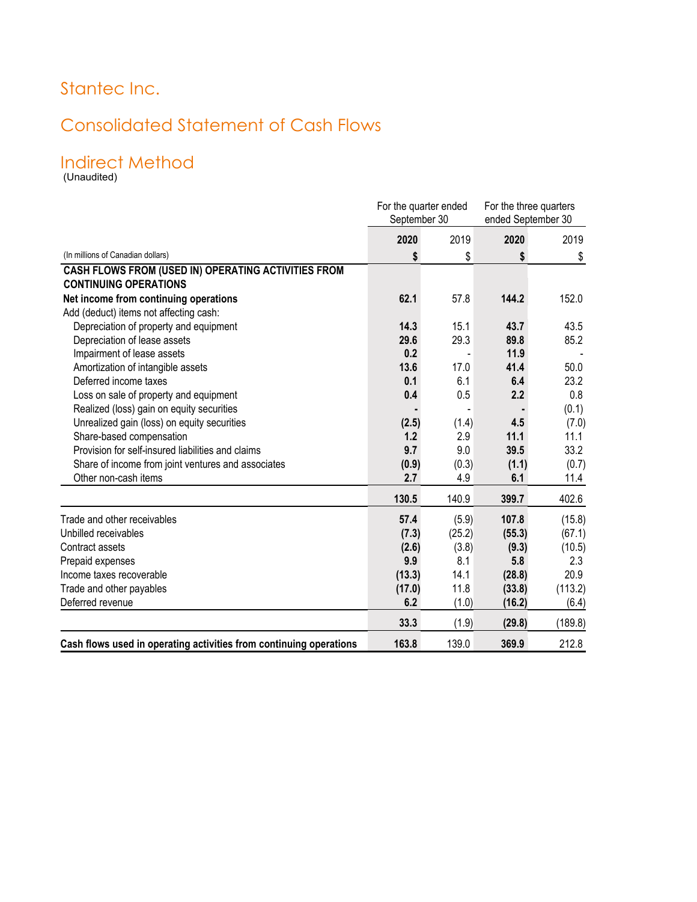# Stantec Inc.

## Consolidated Statement of Cash Flows

## Indirect Method

(Unaudited)

| (In millions of Canadian dollars) | For the quarter ended September 30 | | For the three quarters ended September 30 | |
|---|---|---|---|---|
| | **2020** | 2019 | **2020** | 2019 |
| | **$** | $ | **$** | $ |
| **CASH FLOWS FROM (USED IN) OPERATING ACTIVITIES FROM CONTINUING OPERATIONS** | | | | |
| **Net income from continuing operations** | **62.1** | 57.8 | **144.2** | 152.0 |
| Add (deduct) items not affecting cash: | | | | |
| Depreciation of property and equipment | **14.3** | 15.1 | **43.7** | 43.5 |
| Depreciation of lease assets | **29.6** | 29.3 | **89.8** | 85.2 |
| Impairment of lease assets | **0.2** | - | **11.9** | - |
| Amortization of intangible assets | **13.6** | 17.0 | **41.4** | 50.0 |
| Deferred income taxes | **0.1** | 6.1 | **6.4** | 23.2 |
| Loss on sale of property and equipment | **0.4** | 0.5 | **2.2** | 0.8 |
| Realized (loss) gain on equity securities | **-** | - | **-** | (0.1) |
| Unrealized gain (loss) on equity securities | **(2.5)** | (1.4) | **4.5** | (7.0) |
| Share-based compensation | **1.2** | 2.9 | **11.1** | 11.1 |
| Provision for self-insured liabilities and claims | **9.7** | 9.0 | **39.5** | 33.2 |
| Share of income from joint ventures and associates | **(0.9)** | (0.3) | **(1.1)** | (0.7) |
| Other non-cash items | **2.7** | 4.9 | **6.1** | 11.4 |
| | **130.5** | 140.9 | **399.7** | 402.6 |
| Trade and other receivables | **57.4** | (5.9) | **107.8** | (15.8) |
| Unbilled receivables | **(7.3)** | (25.2) | **(55.3)** | (67.1) |
| Contract assets | **(2.6)** | (3.8) | **(9.3)** | (10.5) |
| Prepaid expenses | **9.9** | 8.1 | **5.8** | 2.3 |
| Income taxes recoverable | **(13.3)** | 14.1 | **(28.8)** | 20.9 |
| Trade and other payables | **(17.0)** | 11.8 | **(33.8)** | (113.2) |
| Deferred revenue | **6.2** | (1.0) | **(16.2)** | (6.4) |
| | **33.3** | (1.9) | **(29.8)** | (189.8) |
| **Cash flows used in operating activities from continuing operations** | **163.8** | 139.0 | **369.9** | 212.8 |